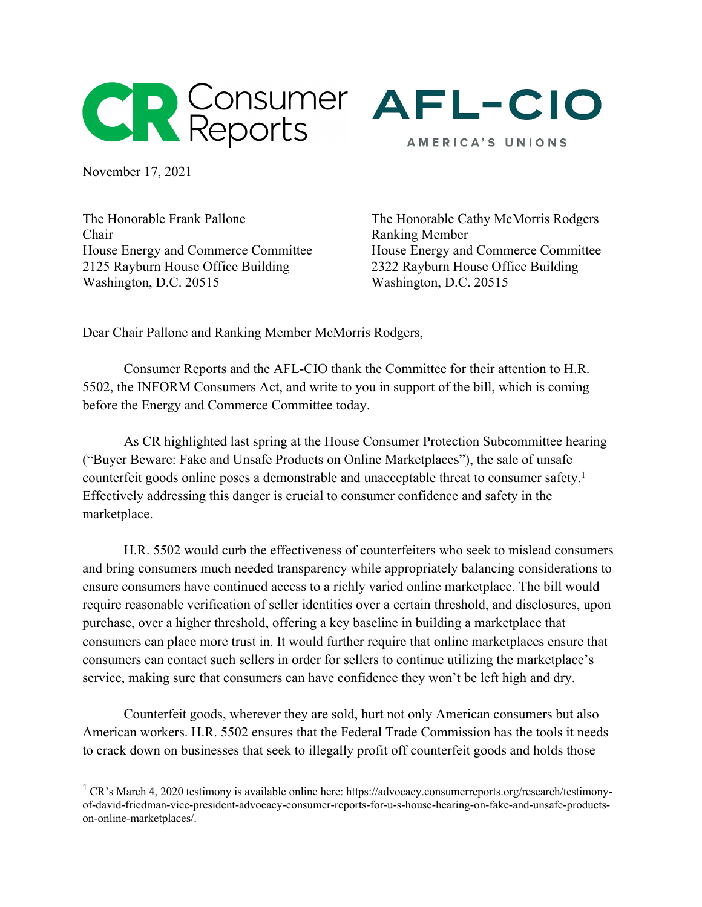Consumer Reports AFL-CIO AMERICA'S UNIONS

November 17, 2021

The Honorable Frank Pallone
Chair
House Energy and Commerce Committee
2125 Rayburn House Office Building
Washington, D.C. 20515

The Honorable Cathy McMorris Rodgers
Ranking Member
House Energy and Commerce Committee
2322 Rayburn House Office Building
Washington, D.C. 20515

Dear Chair Pallone and Ranking Member McMorris Rodgers,

Consumer Reports and the AFL-CIO thank the Committee for their attention to H.R. 5502, the INFORM Consumers Act, and write to you in support of the bill, which is coming before the Energy and Commerce Committee today.

As CR highlighted last spring at the House Consumer Protection Subcommittee hearing ("Buyer Beware: Fake and Unsafe Products on Online Marketplaces"), the sale of unsafe counterfeit goods online poses a demonstrable and unacceptable threat to consumer safety.[1] Effectively addressing this danger is crucial to consumer confidence and safety in the marketplace.

H.R. 5502 would curb the effectiveness of counterfeiters who seek to mislead consumers and bring consumers much needed transparency while appropriately balancing considerations to ensure consumers have continued access to a richly varied online marketplace. The bill would require reasonable verification of seller identities over a certain threshold, and disclosures, upon purchase, over a higher threshold, offering a key baseline in building a marketplace that consumers can place more trust in. It would further require that online marketplaces ensure that consumers can contact such sellers in order for sellers to continue utilizing the marketplace's service, making sure that consumers can have confidence they won't be left high and dry.

Counterfeit goods, wherever they are sold, hurt not only American consumers but also American workers. H.R. 5502 ensures that the Federal Trade Commission has the tools it needs to crack down on businesses that seek to illegally profit off counterfeit goods and holds those

[1] CR's March 4, 2020 testimony is available online here: https://advocacy.consumerreports.org/research/testimony-of-david-friedman-vice-president-advocacy-consumer-reports-for-u-s-house-hearing-on-fake-and-unsafe-products-on-online-marketplaces/.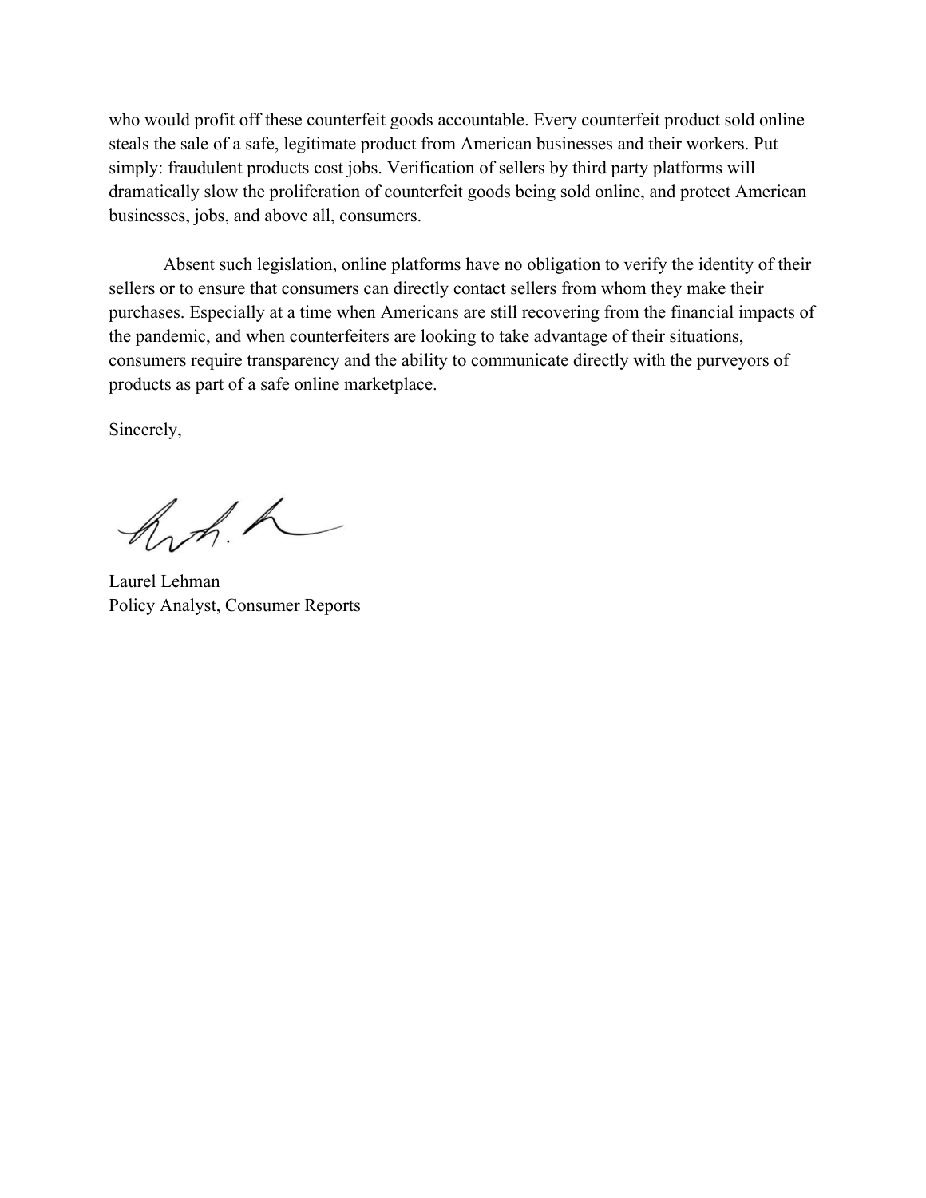who would profit off these counterfeit goods accountable. Every counterfeit product sold online steals the sale of a safe, legitimate product from American businesses and their workers. Put simply: fraudulent products cost jobs. Verification of sellers by third party platforms will dramatically slow the proliferation of counterfeit goods being sold online, and protect American businesses, jobs, and above all, consumers.

Absent such legislation, online platforms have no obligation to verify the identity of their sellers or to ensure that consumers can directly contact sellers from whom they make their purchases. Especially at a time when Americans are still recovering from the financial impacts of the pandemic, and when counterfeiters are looking to take advantage of their situations, consumers require transparency and the ability to communicate directly with the purveyors of products as part of a safe online marketplace.

Sincerely,

Laurel Lehman
Policy Analyst, Consumer Reports